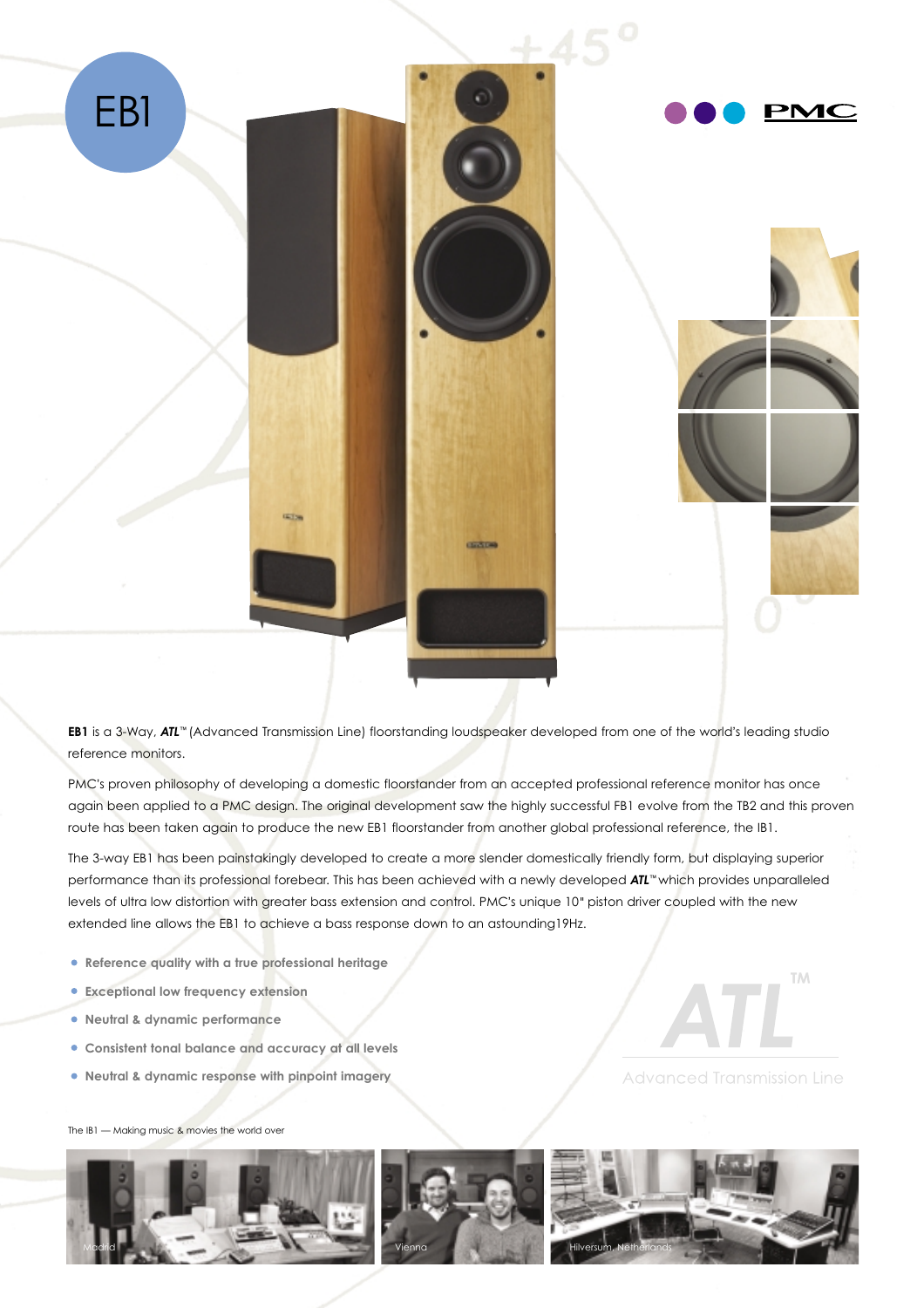# EB1

PMC

**EB1** is a 3-Way, ***ATL***™ (Advanced Transmission Line) floorstanding loudspeaker developed from one of the world's leading studio reference monitors.

PMC's proven philosophy of developing a domestic floorstander from an accepted professional reference monitor has once again been applied to a PMC design. The original development saw the highly successful FB1 evolve from the TB2 and this proven route has been taken again to produce the new EB1 floorstander from another global professional reference, the IB1.

The 3-way EB1 has been painstakingly developed to create a more slender domestically friendly form, but displaying superior performance than its professional forebear. This has been achieved with a newly developed ***ATL***™ which provides unparalleled levels of ultra low distortion with greater bass extension and control. PMC's unique 10" piston driver coupled with the new extended line allows the EB1 to achieve a bass response down to an astounding19Hz.

- **Reference quality with a true professional heritage**
- **Exceptional low frequency extension**
- **Neutral & dynamic performance**
- **Consistent tonal balance and accuracy at all levels**
- **Neutral & dynamic response with pinpoint imagery**

ATL™
Advanced Transmission Line

The IB1 — Making music & movies the world over

Madrid

Vienna

Hilversum, Netherlands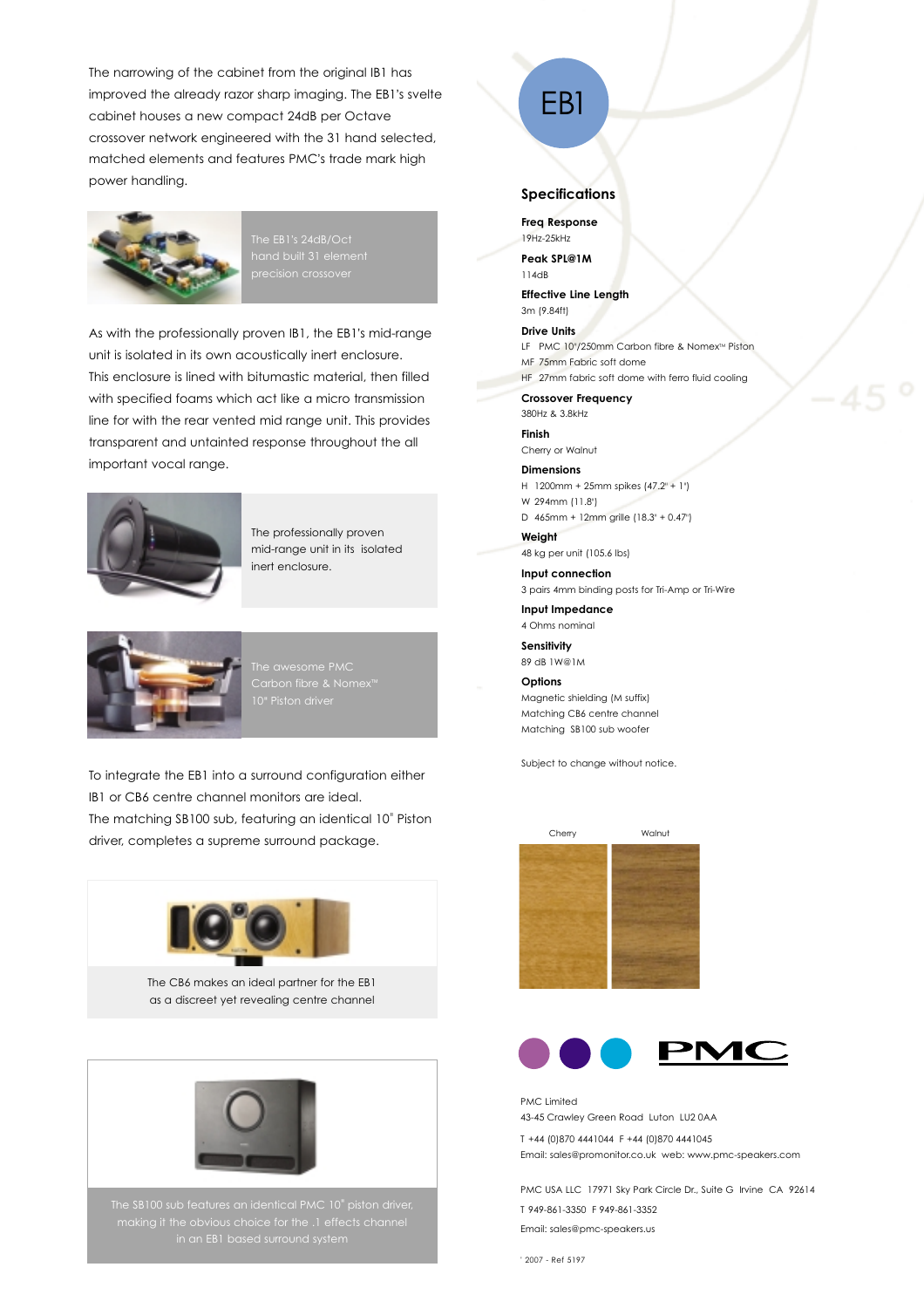The narrowing of the cabinet from the original IB1 has improved the already razor sharp imaging. The EB1's svelte cabinet houses a new compact 24dB per Octave crossover network engineered with the 31 hand selected, matched elements and features PMC's trade mark high power handling.

The EB1's 24dB/Oct hand built 31 element precision crossover

As with the professionally proven IB1, the EB1's mid-range unit is isolated in its own acoustically inert enclosure. This enclosure is lined with bitumastic material, then filled with specified foams which act like a micro transmission line for with the rear vented mid range unit. This provides transparent and untainted response throughout the all important vocal range.

The professionally proven mid-range unit in its isolated inert enclosure.

The awesome PMC Carbon fibre & Nomex™ 10" Piston driver

To integrate the EB1 into a surround configuration either IB1 or CB6 centre channel monitors are ideal. The matching SB100 sub, featuring an identical 10" Piston driver, completes a supreme surround package.

The CB6 makes an ideal partner for the EB1 as a discreet yet revealing centre channel

The SB100 sub features an identical PMC 10" piston driver, making it the obvious choice for the .1 effects channel in an EB1 based surround system

# EB1

## Specifications

**Freq Response**
19Hz-25kHz

**Peak SPL@1M**
114dB

**Effective Line Length**
3m (9.84ft)

**Drive Units**
LF PMC 10"/250mm Carbon fibre & Nomex™ Piston
MF 75mm Fabric soft dome
HF 27mm fabric soft dome with ferro fluid cooling

**Crossover Frequency**
380Hz & 3.8kHz

**Finish**
Cherry or Walnut

**Dimensions**
H 1200mm + 25mm spikes (47.2" + 1")
W 294mm (11.8")
D 465mm + 12mm grille (18.3" + 0.47")

**Weight**
48 kg per unit (105.6 lbs)

**Input connection**
3 pairs 4mm binding posts for Tri-Amp or Tri-Wire

**Input Impedance**
4 Ohms nominal

**Sensitivity**
89 dB 1W@1M

**Options**
Magnetic shielding (M suffix)
Matching CB6 centre channel
Matching SB100 sub woofer

Subject to change without notice.

Cherry Walnut

PMC

PMC Limited
43-45 Crawley Green Road Luton LU2 0AA

T +44 (0)870 4441044 F +44 (0)870 4441045
Email: sales@promonitor.co.uk web: www.pmc-speakers.com

PMC USA LLC 17971 Sky Park Circle Dr., Suite G Irvine CA 92614
T 949-861-3350 F 949-861-3352
Email: sales@pmc-speakers.us

© 2007 - Ref 5197